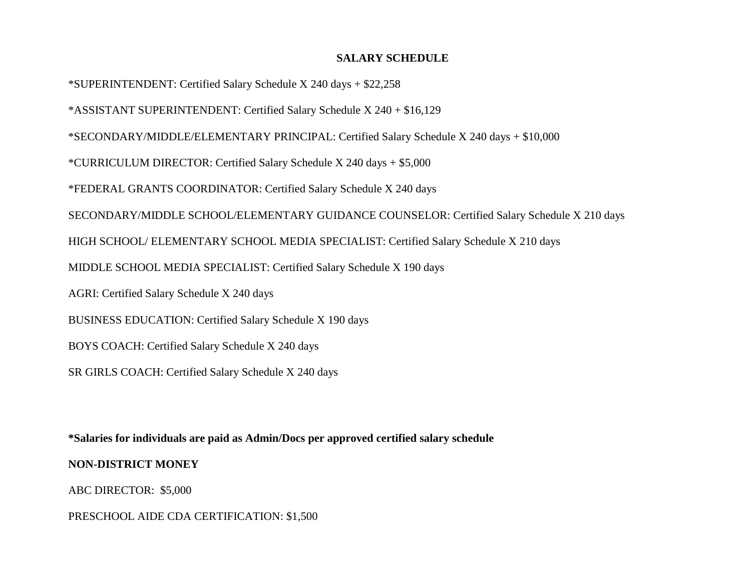# SALARY SCHEDULE

*SUPERINTENDENT: Certified Salary Schedule X 240 days + $22,258

*ASSISTANT SUPERINTENDENT: Certified Salary Schedule X 240 + $16,129

*SECONDARY/MIDDLE/ELEMENTARY PRINCIPAL: Certified Salary Schedule X 240 days + $10,000

*CURRICULUM DIRECTOR: Certified Salary Schedule X 240 days + $5,000

*FEDERAL GRANTS COORDINATOR: Certified Salary Schedule X 240 days

SECONDARY/MIDDLE SCHOOL/ELEMENTARY GUIDANCE COUNSELOR: Certified Salary Schedule X 210 days

HIGH SCHOOL/ ELEMENTARY SCHOOL MEDIA SPECIALIST: Certified Salary Schedule X 210 days

MIDDLE SCHOOL MEDIA SPECIALIST: Certified Salary Schedule X 190 days

AGRI: Certified Salary Schedule X 240 days

BUSINESS EDUCATION: Certified Salary Schedule X 190 days

BOYS COACH: Certified Salary Schedule X 240 days

SR GIRLS COACH: Certified Salary Schedule X 240 days

**\*Salaries for individuals are paid as Admin/Docs per approved certified salary schedule**

**NON-DISTRICT MONEY**

ABC DIRECTOR: $5,000

PRESCHOOL AIDE CDA CERTIFICATION: $1,500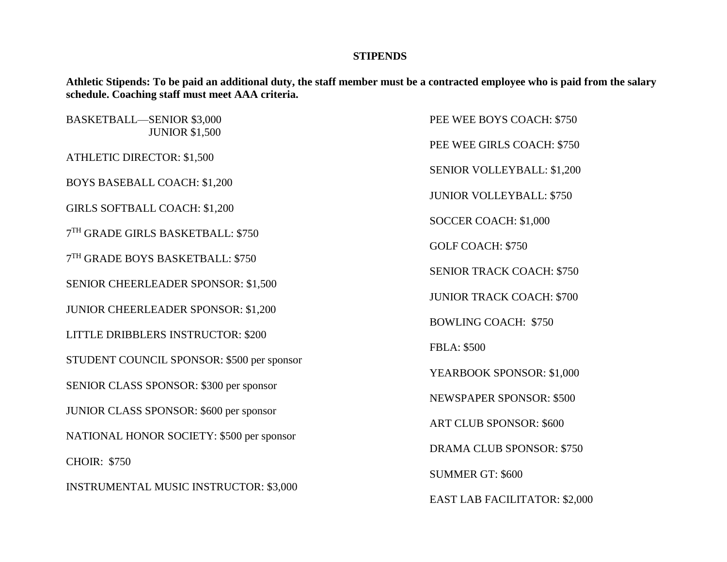**STIPENDS**

**Athletic Stipends: To be paid an additional duty, the staff member must be a contracted employee who is paid from the salary schedule. Coaching staff must meet AAA criteria.**

BASKETBALL—SENIOR $3,000
JUNIOR $1,500

ATHLETIC DIRECTOR: $1,500

BOYS BASEBALL COACH: $1,200

GIRLS SOFTBALL COACH: $1,200

7TH GRADE GIRLS BASKETBALL: $750

7TH GRADE BOYS BASKETBALL: $750

SENIOR CHEERLEADER SPONSOR: $1,500

JUNIOR CHEERLEADER SPONSOR: $1,200

LITTLE DRIBBLERS INSTRUCTOR: $200

STUDENT COUNCIL SPONSOR: $500 per sponsor

SENIOR CLASS SPONSOR: $300 per sponsor

JUNIOR CLASS SPONSOR: $600 per sponsor

NATIONAL HONOR SOCIETY: $500 per sponsor

CHOIR: $750

INSTRUMENTAL MUSIC INSTRUCTOR: $3,000

PEE WEE BOYS COACH: $750

PEE WEE GIRLS COACH: $750

SENIOR VOLLEYBALL: $1,200

JUNIOR VOLLEYBALL: $750

SOCCER COACH: $1,000

GOLF COACH: $750

SENIOR TRACK COACH: $750

JUNIOR TRACK COACH: $700

BOWLING COACH: $750

FBLA: $500

YEARBOOK SPONSOR: $1,000

NEWSPAPER SPONSOR: $500

ART CLUB SPONSOR: $600

DRAMA CLUB SPONSOR: $750

SUMMER GT: $600

EAST LAB FACILITATOR: $2,000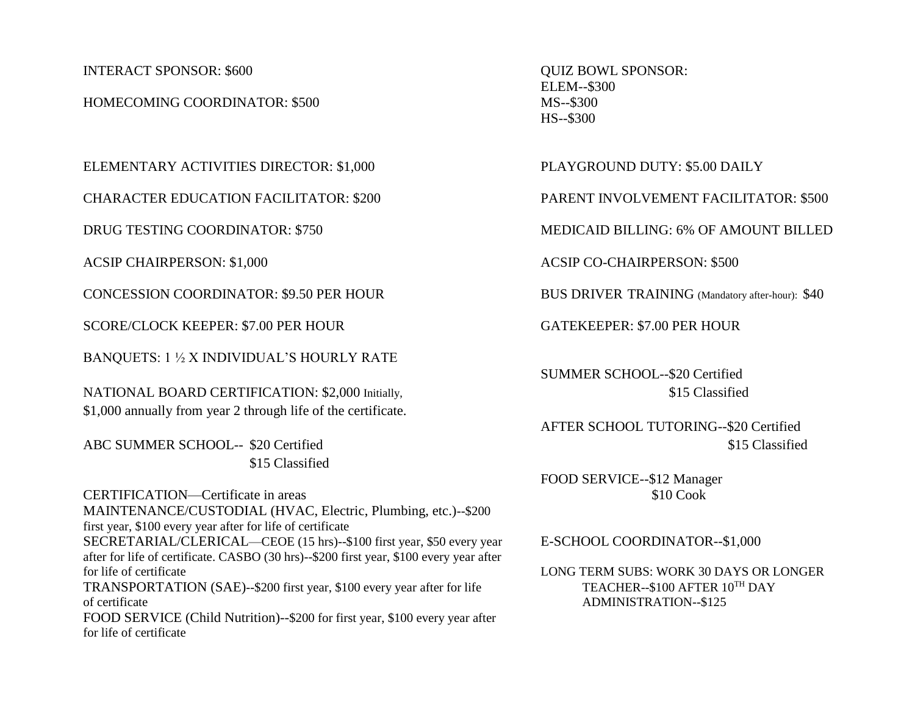INTERACT SPONSOR: $600

HOMECOMING COORDINATOR: $500

ELEMENTARY ACTIVITIES DIRECTOR: $1,000

CHARACTER EDUCATION FACILITATOR: $200

DRUG TESTING COORDINATOR: $750

ACSIP CHAIRPERSON: $1,000

CONCESSION COORDINATOR: $9.50 PER HOUR

SCORE/CLOCK KEEPER: $7.00 PER HOUR

BANQUETS: 1 ½ X INDIVIDUAL'S HOURLY RATE

NATIONAL BOARD CERTIFICATION: $2,000 Initially,
$1,000 annually from year 2 through life of the certificate.

ABC SUMMER SCHOOL-- $20 Certified
$15 Classified

CERTIFICATION—Certificate in areas
MAINTENANCE/CUSTODIAL (HVAC, Electric, Plumbing, etc.)--$200 first year, $100 every year after for life of certificate
SECRETARIAL/CLERICAL—CEOE (15 hrs)--$100 first year, $50 every year after for life of certificate. CASBO (30 hrs)--$200 first year, $100 every year after for life of certificate
TRANSPORTATION (SAE)--$200 first year, $100 every year after for life of certificate
FOOD SERVICE (Child Nutrition)--$200 for first year, $100 every year after for life of certificate

QUIZ BOWL SPONSOR:
ELEM--$300
MS--$300
HS--$300

PLAYGROUND DUTY: $5.00 DAILY

PARENT INVOLVEMENT FACILITATOR: $500

MEDICAID BILLING: 6% OF AMOUNT BILLED

ACSIP CO-CHAIRPERSON: $500

BUS DRIVER TRAINING (Mandatory after-hour): $40

GATEKEEPER: $7.00 PER HOUR

SUMMER SCHOOL--$20 Certified
$15 Classified

AFTER SCHOOL TUTORING--$20 Certified
$15 Classified

FOOD SERVICE--$12 Manager
$10 Cook

E-SCHOOL COORDINATOR--$1,000

LONG TERM SUBS: WORK 30 DAYS OR LONGER
TEACHER--$100 AFTER 10TH DAY
ADMINISTRATION--$125